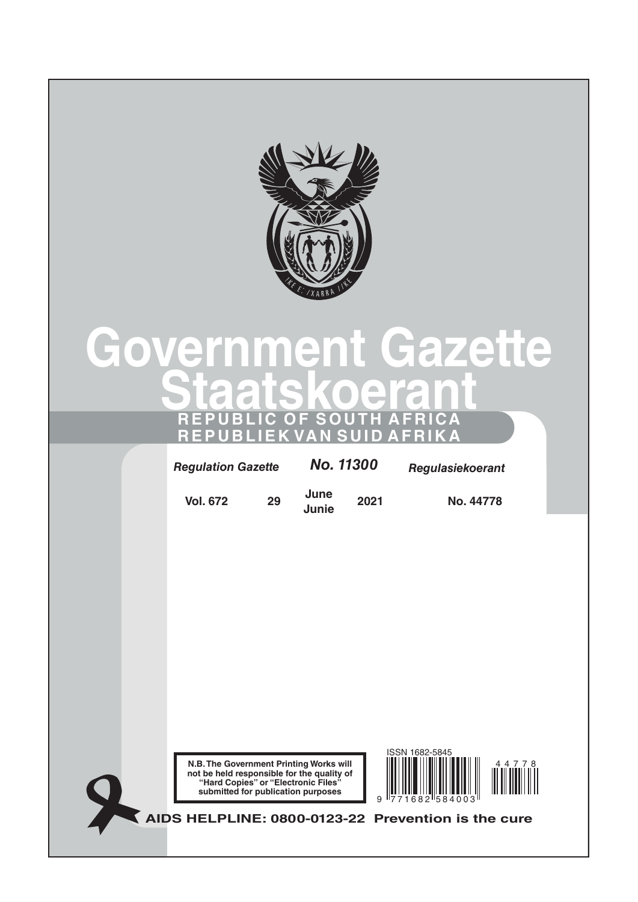# Government Gazette
# Staatskoerant

**REPUBLIC OF SOUTH AFRICA**
**REPUBLIEK VAN SUID AFRIKA**

| *Regulation Gazette* | | *No. 11300* | | *Regulasiekoerant* |
|---|---|---|---|---|
| **Vol. 672** | **29** | **June Junie** | **2021** | **No. 44778** |

**N.B. The Government Printing Works will not be held responsible for the quality of "Hard Copies" or "Electronic Files" submitted for publication purposes**

ISSN 1682-5845

**AIDS HELPLINE: 0800-0123-22 Prevention is the cure**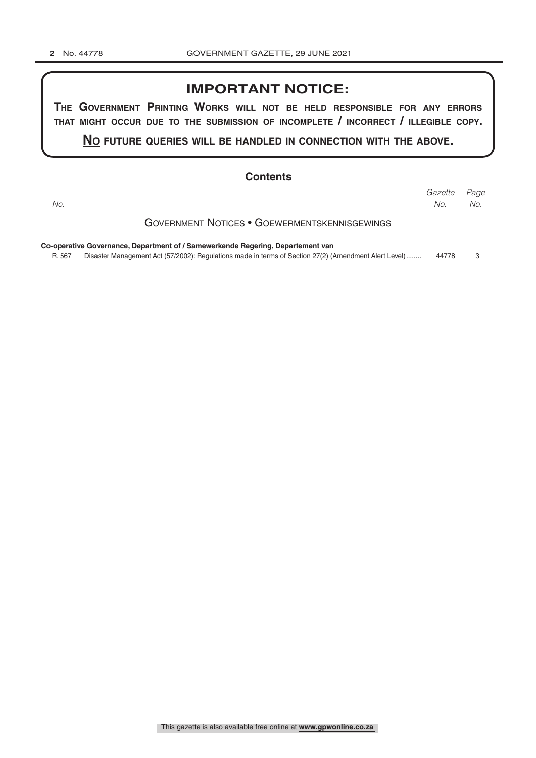## IMPORTANT NOTICE:

**THE GOVERNMENT PRINTING WORKS WILL NOT BE HELD RESPONSIBLE FOR ANY ERRORS THAT MIGHT OCCUR DUE TO THE SUBMISSION OF INCOMPLETE / INCORRECT / ILLEGIBLE COPY.**

**NO FUTURE QUERIES WILL BE HANDLED IN CONNECTION WITH THE ABOVE.**

## Contents

| *No.* | | *Gazette No.* | *Page No.* |
|---|---|---|---|
| | GOVERNMENT NOTICES • GOEWERMENTSKENNISGEWINGS | | |
| | **Co-operative Governance, Department of / Samewerkende Regering, Departement van** | | |
| R. 567 | Disaster Management Act (57/2002): Regulations made in terms of Section 27(2) (Amendment Alert Level)........ | 44778 | 3 |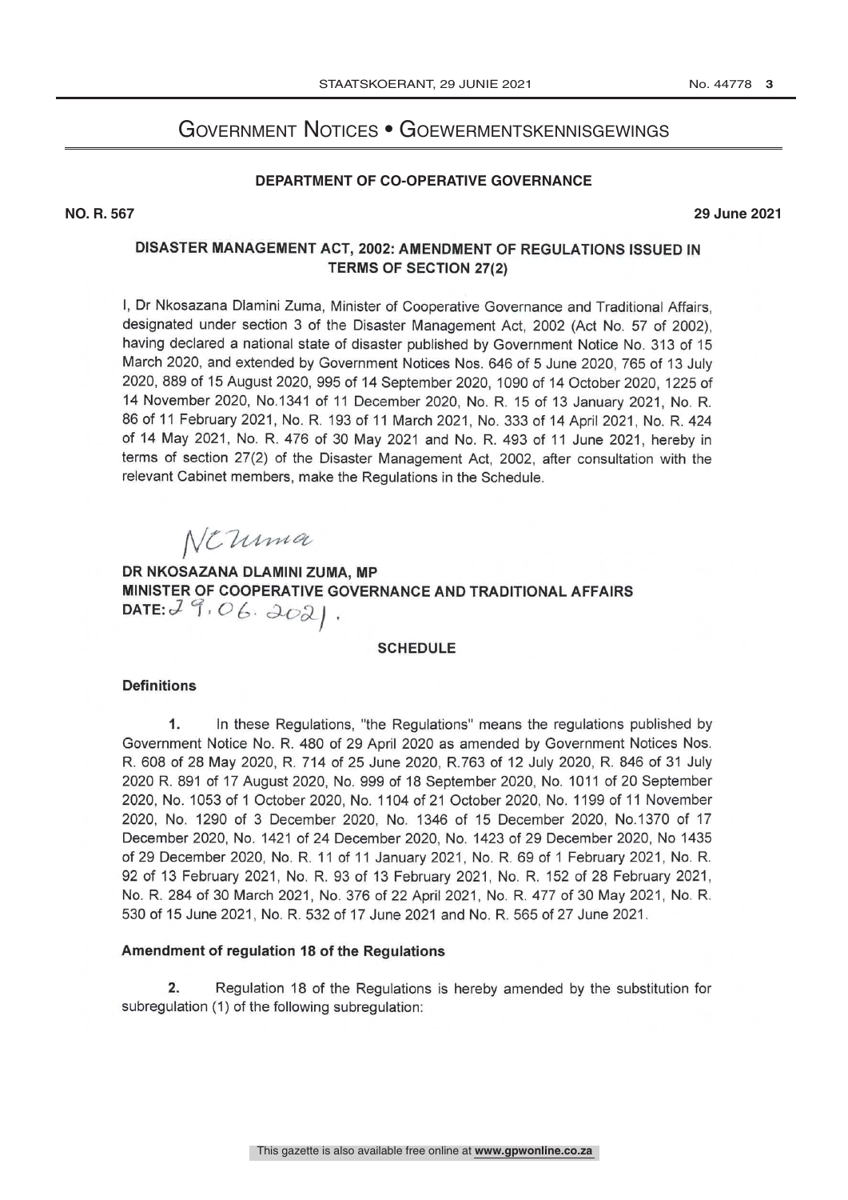# Government Notices • Goewermentskennisgewings

## DEPARTMENT OF CO-OPERATIVE GOVERNANCE

**NO. R. 567** **29 June 2021**

### DISASTER MANAGEMENT ACT, 2002: AMENDMENT OF REGULATIONS ISSUED IN TERMS OF SECTION 27(2)

I, Dr Nkosazana Dlamini Zuma, Minister of Cooperative Governance and Traditional Affairs, designated under section 3 of the Disaster Management Act, 2002 (Act No. 57 of 2002), having declared a national state of disaster published by Government Notice No. 313 of 15 March 2020, and extended by Government Notices Nos. 646 of 5 June 2020, 765 of 13 July 2020, 889 of 15 August 2020, 995 of 14 September 2020, 1090 of 14 October 2020, 1225 of 14 November 2020, No.1341 of 11 December 2020, No. R. 15 of 13 January 2021, No. R. 86 of 11 February 2021, No. R. 193 of 11 March 2021, No. 333 of 14 April 2021, No. R. 424 of 14 May 2021, No. R. 476 of 30 May 2021 and No. R. 493 of 11 June 2021, hereby in terms of section 27(2) of the Disaster Management Act, 2002, after consultation with the relevant Cabinet members, make the Regulations in the Schedule.

NCZuma

**DR NKOSAZANA DLAMINI ZUMA, MP**
**MINISTER OF COOPERATIVE GOVERNANCE AND TRADITIONAL AFFAIRS**
**DATE:** 29.06.2021.

### SCHEDULE

**Definitions**

**1.** In these Regulations, "the Regulations" means the regulations published by Government Notice No. R. 480 of 29 April 2020 as amended by Government Notices Nos. R. 608 of 28 May 2020, R. 714 of 25 June 2020, R.763 of 12 July 2020, R. 846 of 31 July 2020 R. 891 of 17 August 2020, No. 999 of 18 September 2020, No. 1011 of 20 September 2020, No. 1053 of 1 October 2020, No. 1104 of 21 October 2020, No. 1199 of 11 November 2020, No. 1290 of 3 December 2020, No. 1346 of 15 December 2020, No.1370 of 17 December 2020, No. 1421 of 24 December 2020, No. 1423 of 29 December 2020, No 1435 of 29 December 2020, No. R. 11 of 11 January 2021, No. R. 69 of 1 February 2021, No. R. 92 of 13 February 2021, No. R. 93 of 13 February 2021, No. R. 152 of 28 February 2021, No. R. 284 of 30 March 2021, No. 376 of 22 April 2021, No. R. 477 of 30 May 2021, No. R. 530 of 15 June 2021, No. R. 532 of 17 June 2021 and No. R. 565 of 27 June 2021.

**Amendment of regulation 18 of the Regulations**

**2.** Regulation 18 of the Regulations is hereby amended by the substitution for subregulation (1) of the following subregulation: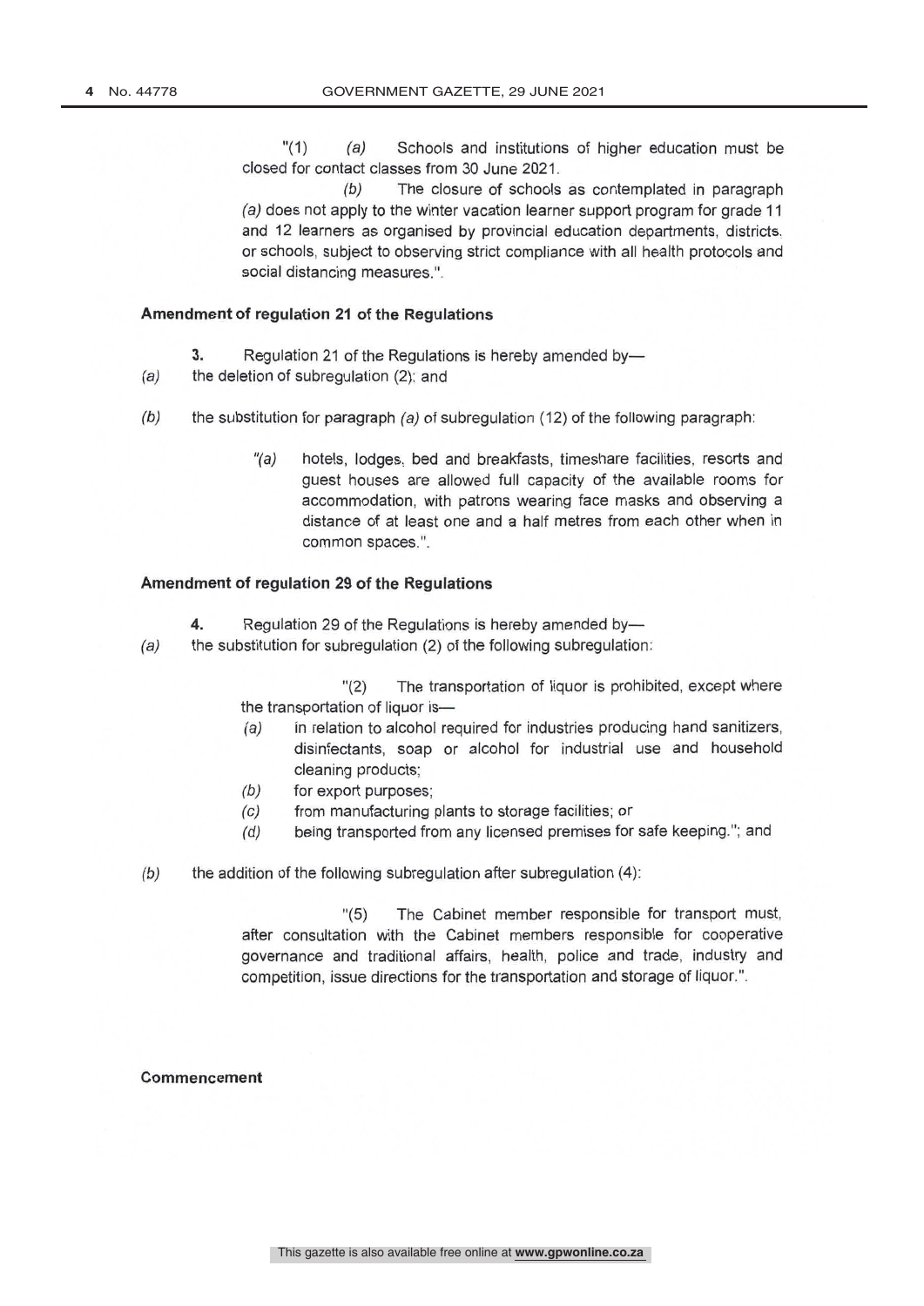"(1) *(a)* Schools and institutions of higher education must be closed for contact classes from 30 June 2021.

*(b)* The closure of schools as contemplated in paragraph *(a)* does not apply to the winter vacation learner support program for grade 11 and 12 learners as organised by provincial education departments, districts, or schools, subject to observing strict compliance with all health protocols and social distancing measures.".

**Amendment of regulation 21 of the Regulations**

**3.** Regulation 21 of the Regulations is hereby amended by—

*(a)* the deletion of subregulation (2); and

*(b)* the substitution for paragraph *(a)* of subregulation (12) of the following paragraph:

> "*(a)* hotels, lodges, bed and breakfasts, timeshare facilities, resorts and guest houses are allowed full capacity of the available rooms for accommodation, with patrons wearing face masks and observing a distance of at least one and a half metres from each other when in common spaces.".

**Amendment of regulation 29 of the Regulations**

**4.** Regulation 29 of the Regulations is hereby amended by—

*(a)* the substitution for subregulation (2) of the following subregulation:

> "(2) The transportation of liquor is prohibited, except where the transportation of liquor is—
>
> *(a)* in relation to alcohol required for industries producing hand sanitizers, disinfectants, soap or alcohol for industrial use and household cleaning products;
>
> *(b)* for export purposes;
>
> *(c)* from manufacturing plants to storage facilities; or
>
> *(d)* being transported from any licensed premises for safe keeping."; and

*(b)* the addition of the following subregulation after subregulation (4):

> "(5) The Cabinet member responsible for transport must, after consultation with the Cabinet members responsible for cooperative governance and traditional affairs, health, police and trade, industry and competition, issue directions for the transportation and storage of liquor.".

**Commencement**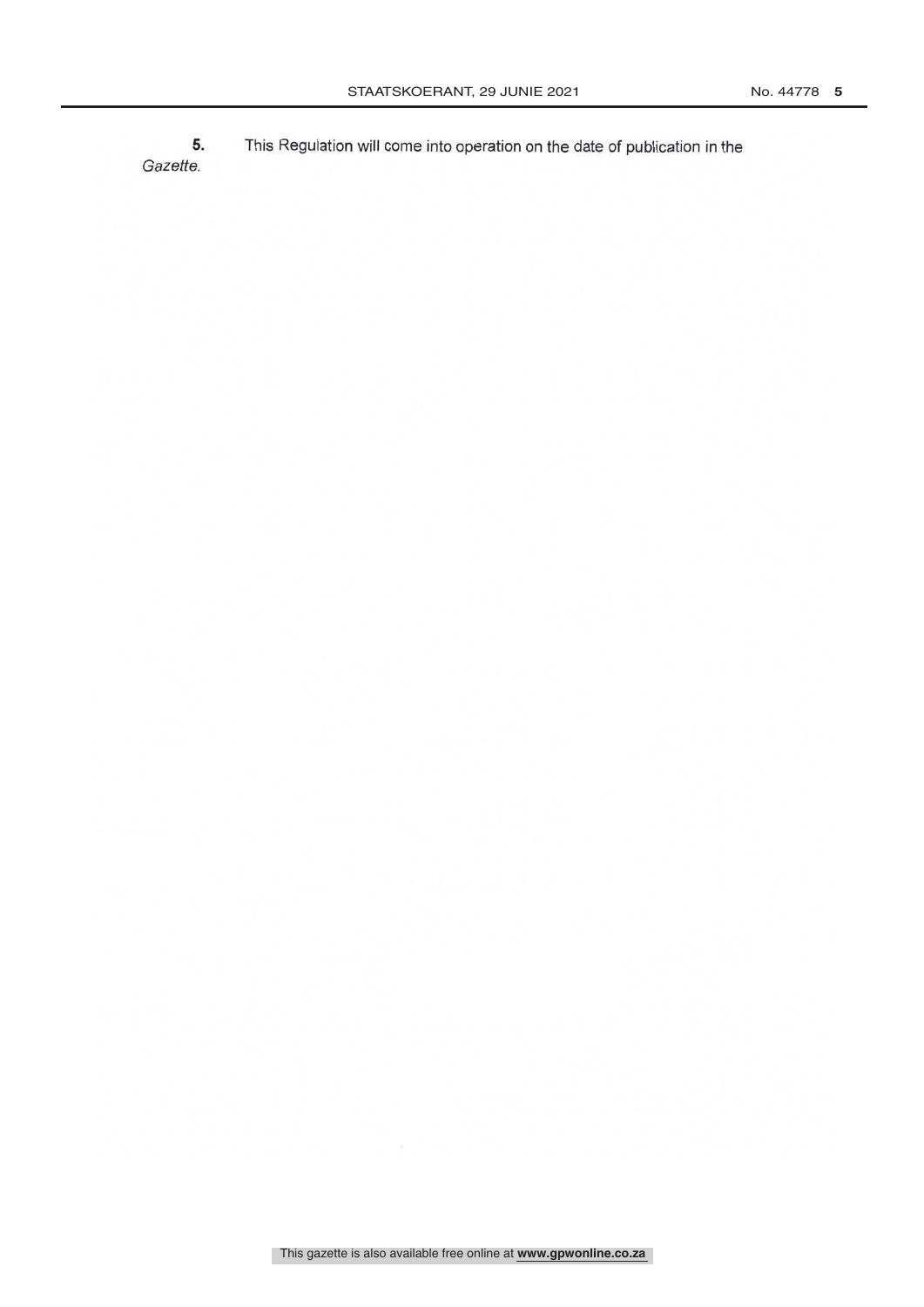**5.** This Regulation will come into operation on the date of publication in the *Gazette*.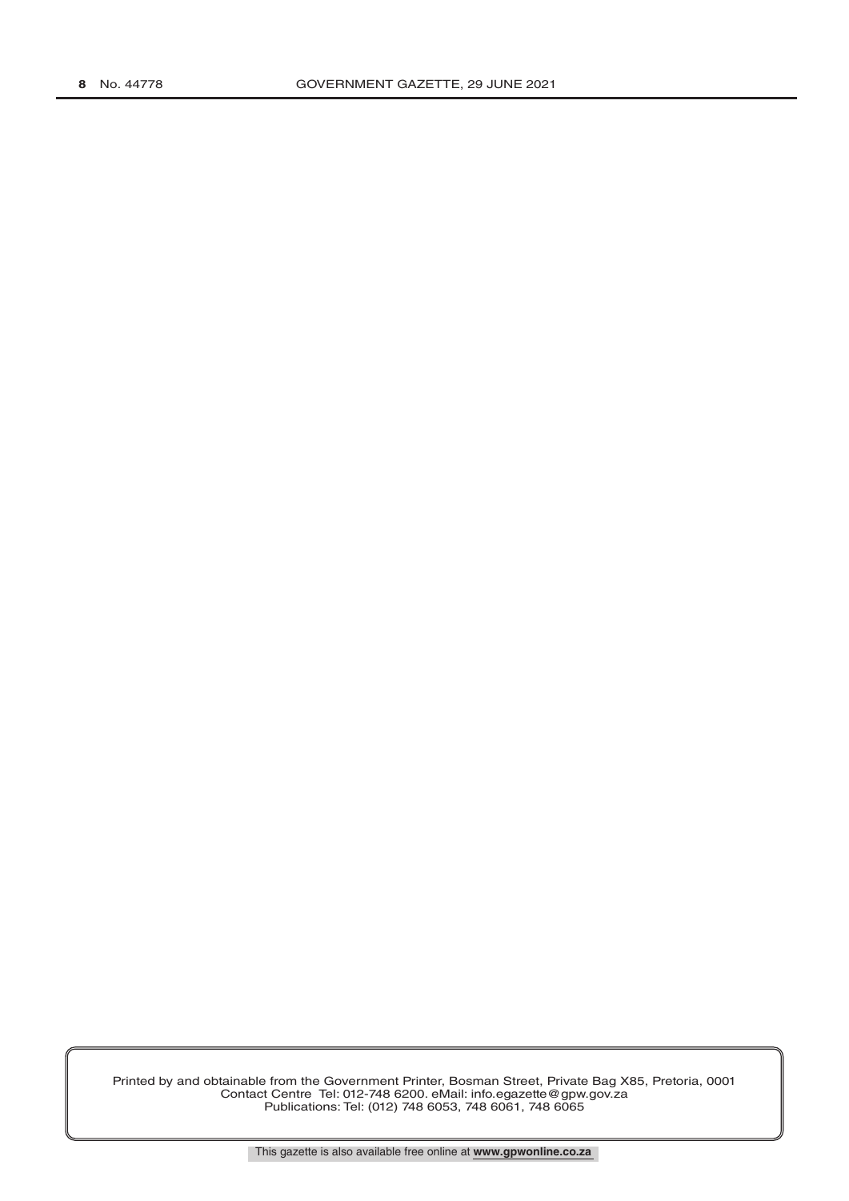Printed by and obtainable from the Government Printer, Bosman Street, Private Bag X85, Pretoria, 0001
Contact Centre Tel: 012-748 6200. eMail: info.egazette@gpw.gov.za
Publications: Tel: (012) 748 6053, 748 6061, 748 6065

This gazette is also available free online at **www.gpwonline.co.za**